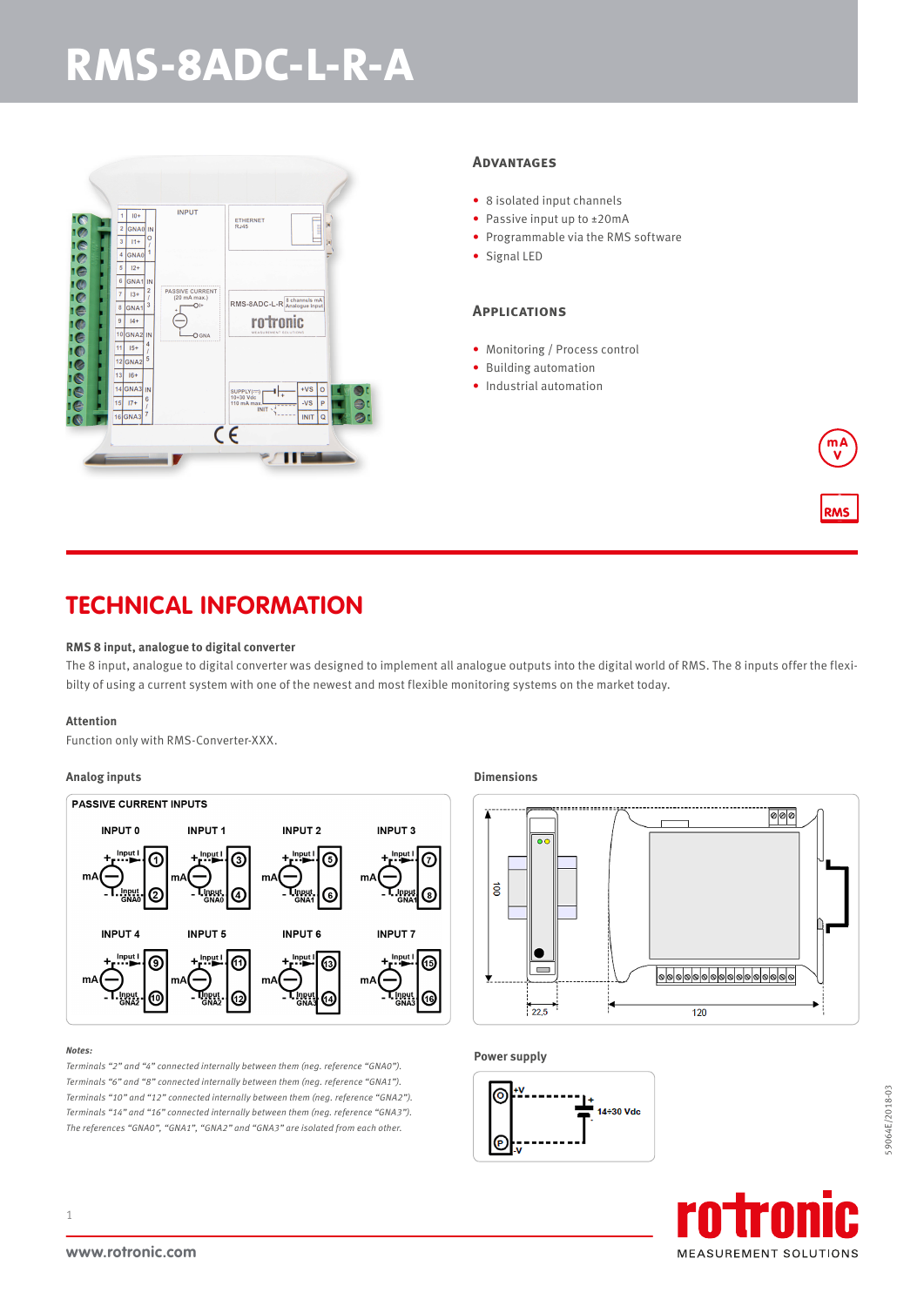# RMS-8ADC-L-R-A

## Advantages

- 8 isolated input channels
- Passive input up to ±20mA
- Programmable via the RMS software
- Signal LED

## Applications

- Monitoring / Process control
- Building automation
- Industrial automation

## TECHNICAL INFORMATION

**RMS 8 input, analogue to digital converter**

The 8 input, analogue to digital converter was designed to implement all analogue outputs into the digital world of RMS. The 8 inputs offer the flexibilty of using a current system with one of the newest and most flexible monitoring systems on the market today.

**Attention**

Function only with RMS-Converter-XXX.

**Analog inputs**

PASSIVE CURRENT INPUTS

**Notes:**

*Terminals "2" and "4" connected internally between them (neg. reference "GNA0").*
*Terminals "6" and "8" connected internally between them (neg. reference "GNA1").*
*Terminals "10" and "12" connected internally between them (neg. reference "GNA2").*
*Terminals "14" and "16" connected internally between them (neg. reference "GNA3").*
*The references "GNA0", "GNA1", "GNA2" and "GNA3" are isolated from each other.*

**Dimensions**

**Power supply**

14÷30 Vdc

www.rotronic.com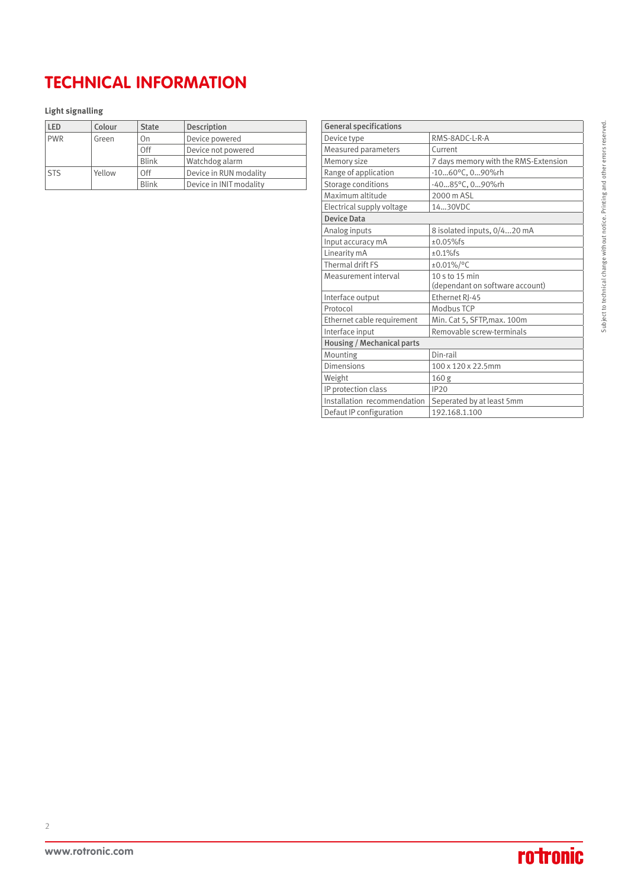# TECHNICAL INFORMATION

**Light signalling**

| LED | Colour | State | Description |
|---|---|---|---|
| PWR | Green | On | Device powered |
| | | Off | Device not powered |
| | | Blink | Watchdog alarm |
| STS | Yellow | Off | Device in RUN modality |
| | | Blink | Device in INIT modality |

| General specifications | |
|---|---|
| Device type | RMS-8ADC-L-R-A |
| Measured parameters | Current |
| Memory size | 7 days memory with the RMS-Extension |
| Range of application | -10…60°C, 0…90%rh |
| Storage conditions | -40…85°C, 0…90%rh |
| Maximum altitude | 2000 m ASL |
| Electrical supply voltage | 14…30VDC |
| **Device Data** | |
| Analog inputs | 8 isolated inputs, 0/4…20 mA |
| Input accuracy mA | ±0.05%fs |
| Linearity mA | ±0.1%fs |
| Thermal drift FS | ±0.01%/°C |
| Measurement interval | 10 s to 15 min (dependant on software account) |
| Interface output | Ethernet RJ-45 |
| Protocol | Modbus TCP |
| Ethernet cable requirement | Min. Cat 5, SFTP,max. 100m |
| Interface input | Removable screw-terminals |
| **Housing / Mechanical parts** | |
| Mounting | Din-rail |
| Dimensions | 100 x 120 x 22.5mm |
| Weight | 160 g |
| IP protection class | IP20 |
| Installation recommendation | Seperated by at least 5mm |
| Defaut IP configuration | 192.168.1.100 |

Subject to technical change without notice. Printing and other errors reserved.

www.rotronic.com

rotronic